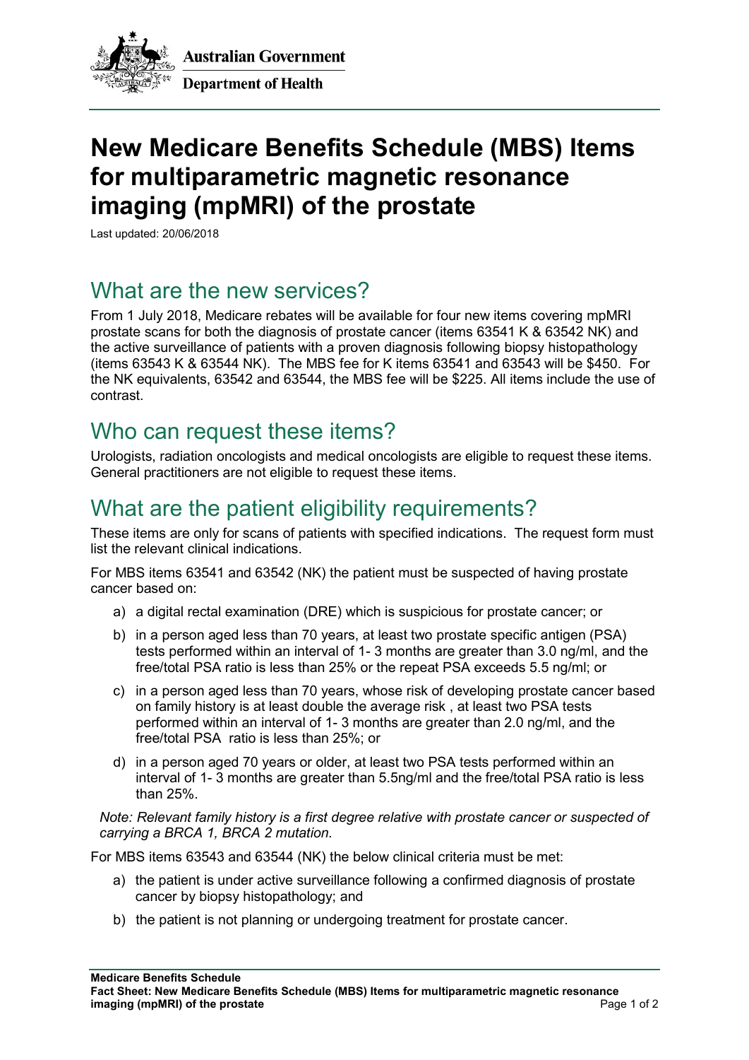Australian Government

Department of Health

# New Medicare Benefits Schedule (MBS) Items for multiparametric magnetic resonance imaging (mpMRI) of the prostate

Last updated: 20/06/2018

## What are the new services?

From 1 July 2018, Medicare rebates will be available for four new items covering mpMRI prostate scans for both the diagnosis of prostate cancer (items 63541 K & 63542 NK) and the active surveillance of patients with a proven diagnosis following biopsy histopathology (items 63543 K & 63544 NK). The MBS fee for K items 63541 and 63543 will be $450. For the NK equivalents, 63542 and 63544, the MBS fee will be $225. All items include the use of contrast.

## Who can request these items?

Urologists, radiation oncologists and medical oncologists are eligible to request these items. General practitioners are not eligible to request these items.

## What are the patient eligibility requirements?

These items are only for scans of patients with specified indications. The request form must list the relevant clinical indications.

For MBS items 63541 and 63542 (NK) the patient must be suspected of having prostate cancer based on:

a) a digital rectal examination (DRE) which is suspicious for prostate cancer; or

b) in a person aged less than 70 years, at least two prostate specific antigen (PSA) tests performed within an interval of 1- 3 months are greater than 3.0 ng/ml, and the free/total PSA ratio is less than 25% or the repeat PSA exceeds 5.5 ng/ml; or

c) in a person aged less than 70 years, whose risk of developing prostate cancer based on family history is at least double the average risk , at least two PSA tests performed within an interval of 1- 3 months are greater than 2.0 ng/ml, and the free/total PSA ratio is less than 25%; or

d) in a person aged 70 years or older, at least two PSA tests performed within an interval of 1- 3 months are greater than 5.5ng/ml and the free/total PSA ratio is less than 25%.

*Note: Relevant family history is a first degree relative with prostate cancer or suspected of carrying a BRCA 1, BRCA 2 mutation.*

For MBS items 63543 and 63544 (NK) the below clinical criteria must be met:

a) the patient is under active surveillance following a confirmed diagnosis of prostate cancer by biopsy histopathology; and

b) the patient is not planning or undergoing treatment for prostate cancer.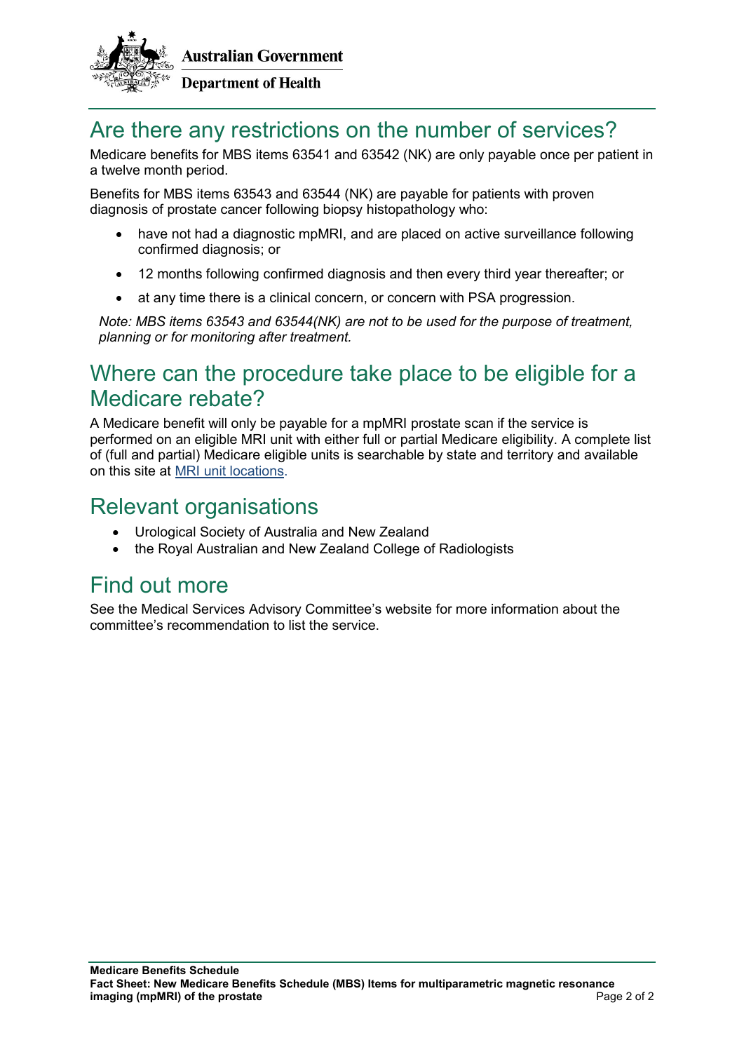## Are there any restrictions on the number of services?

Medicare benefits for MBS items 63541 and 63542 (NK) are only payable once per patient in a twelve month period.

Benefits for MBS items 63543 and 63544 (NK) are payable for patients with proven diagnosis of prostate cancer following biopsy histopathology who:

- have not had a diagnostic mpMRI, and are placed on active surveillance following confirmed diagnosis; or
- 12 months following confirmed diagnosis and then every third year thereafter; or
- at any time there is a clinical concern, or concern with PSA progression.

*Note: MBS items 63543 and 63544(NK) are not to be used for the purpose of treatment, planning or for monitoring after treatment.*

## Where can the procedure take place to be eligible for a Medicare rebate?

A Medicare benefit will only be payable for a mpMRI prostate scan if the service is performed on an eligible MRI unit with either full or partial Medicare eligibility. A complete list of (full and partial) Medicare eligible units is searchable by state and territory and available on this site at [MRI unit locations](#).

## Relevant organisations

- Urological Society of Australia and New Zealand
- the Royal Australian and New Zealand College of Radiologists

## Find out more

See the Medical Services Advisory Committee's website for more information about the committee's recommendation to list the service.